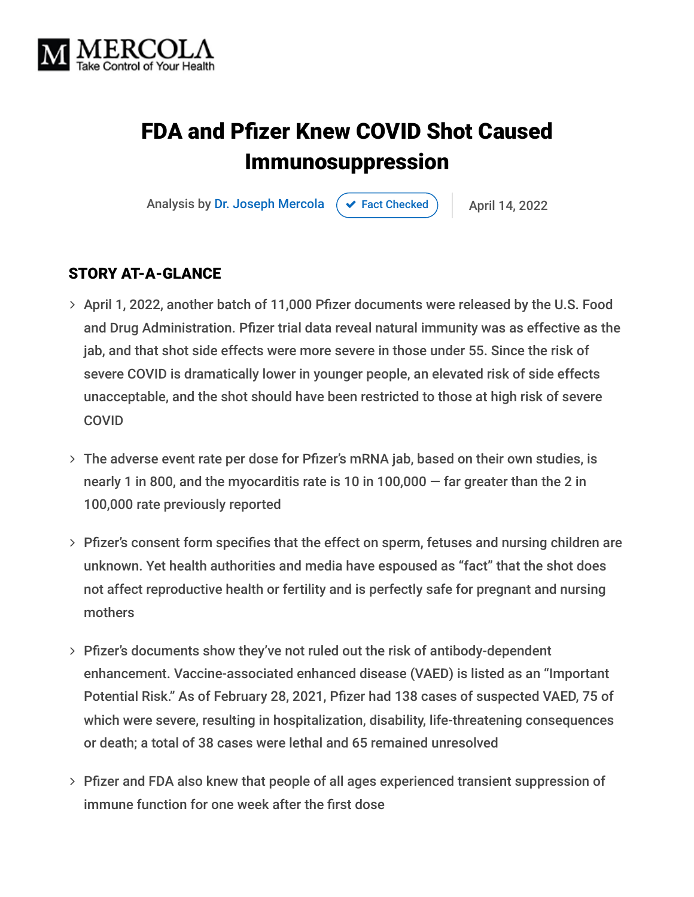# FDA and Pfizer Knew COVID Shot Caused Immunosuppression

Analysis by Dr. Joseph Mercola ✔ Fact Checked | April 14, 2022

## STORY AT-A-GLANCE

- April 1, 2022, another batch of 11,000 Pfizer documents were released by the U.S. Food and Drug Administration. Pfizer trial data reveal natural immunity was as effective as the jab, and that shot side effects were more severe in those under 55. Since the risk of severe COVID is dramatically lower in younger people, an elevated risk of side effects unacceptable, and the shot should have been restricted to those at high risk of severe COVID
- The adverse event rate per dose for Pfizer's mRNA jab, based on their own studies, is nearly 1 in 800, and the myocarditis rate is 10 in 100,000 — far greater than the 2 in 100,000 rate previously reported
- Pfizer's consent form specifies that the effect on sperm, fetuses and nursing children are unknown. Yet health authorities and media have espoused as "fact" that the shot does not affect reproductive health or fertility and is perfectly safe for pregnant and nursing mothers
- Pfizer's documents show they've not ruled out the risk of antibody-dependent enhancement. Vaccine-associated enhanced disease (VAED) is listed as an "Important Potential Risk." As of February 28, 2021, Pfizer had 138 cases of suspected VAED, 75 of which were severe, resulting in hospitalization, disability, life-threatening consequences or death; a total of 38 cases were lethal and 65 remained unresolved
- Pfizer and FDA also knew that people of all ages experienced transient suppression of immune function for one week after the first dose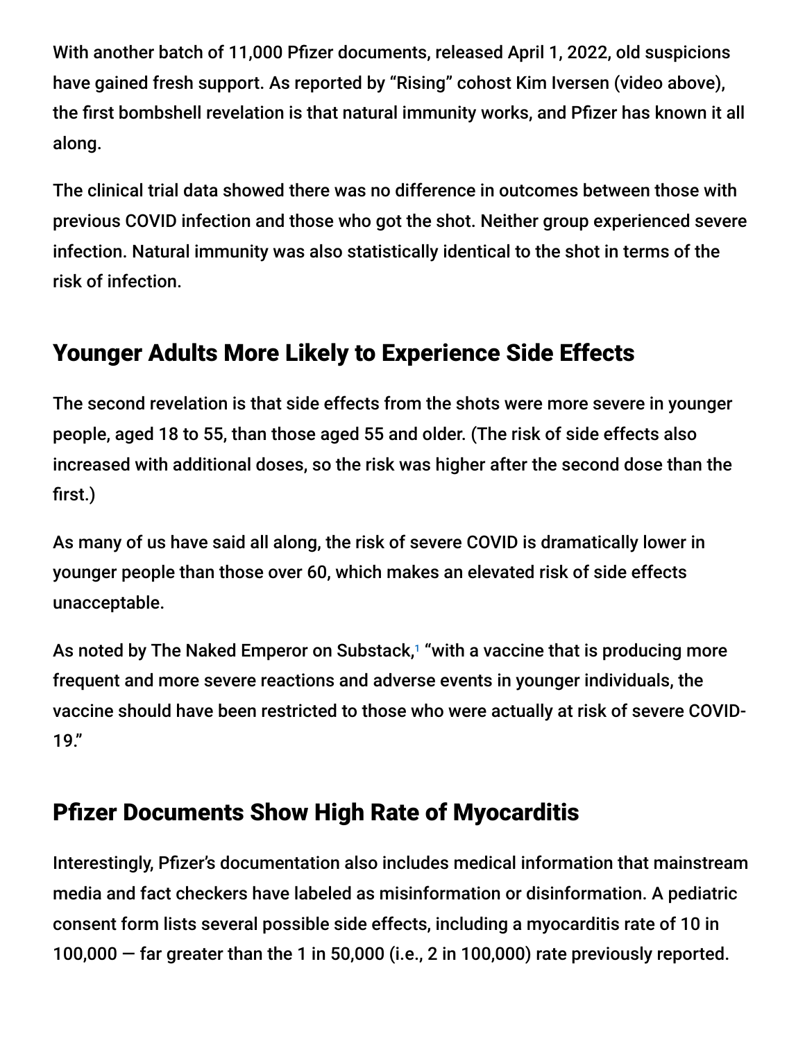With another batch of 11,000 Pfizer documents, released April 1, 2022, old suspicions have gained fresh support. As reported by "Rising" cohost Kim Iversen (video above), the first bombshell revelation is that natural immunity works, and Pfizer has known it all along.

The clinical trial data showed there was no difference in outcomes between those with previous COVID infection and those who got the shot. Neither group experienced severe infection. Natural immunity was also statistically identical to the shot in terms of the risk of infection.

## Younger Adults More Likely to Experience Side Effects

The second revelation is that side effects from the shots were more severe in younger people, aged 18 to 55, than those aged 55 and older. (The risk of side effects also increased with additional doses, so the risk was higher after the second dose than the first.)

As many of us have said all along, the risk of severe COVID is dramatically lower in younger people than those over 60, which makes an elevated risk of side effects unacceptable.

As noted by The Naked Emperor on Substack,[1] "with a vaccine that is producing more frequent and more severe reactions and adverse events in younger individuals, the vaccine should have been restricted to those who were actually at risk of severe COVID-19."

## Pfizer Documents Show High Rate of Myocarditis

Interestingly, Pfizer's documentation also includes medical information that mainstream media and fact checkers have labeled as misinformation or disinformation. A pediatric consent form lists several possible side effects, including a myocarditis rate of 10 in 100,000 — far greater than the 1 in 50,000 (i.e., 2 in 100,000) rate previously reported.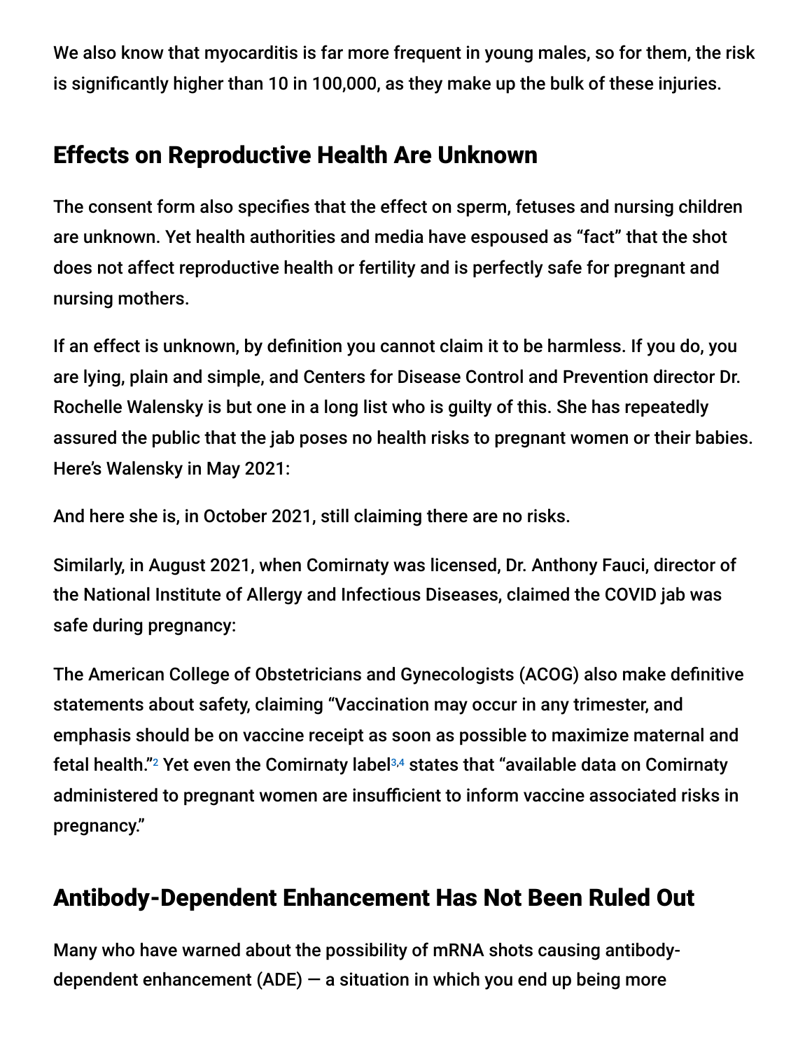We also know that myocarditis is far more frequent in young males, so for them, the risk is significantly higher than 10 in 100,000, as they make up the bulk of these injuries.

## Effects on Reproductive Health Are Unknown

The consent form also specifies that the effect on sperm, fetuses and nursing children are unknown. Yet health authorities and media have espoused as "fact" that the shot does not affect reproductive health or fertility and is perfectly safe for pregnant and nursing mothers.

If an effect is unknown, by definition you cannot claim it to be harmless. If you do, you are lying, plain and simple, and Centers for Disease Control and Prevention director Dr. Rochelle Walensky is but one in a long list who is guilty of this. She has repeatedly assured the public that the jab poses no health risks to pregnant women or their babies. Here's Walensky in May 2021:

And here she is, in October 2021, still claiming there are no risks.

Similarly, in August 2021, when Comirnaty was licensed, Dr. Anthony Fauci, director of the National Institute of Allergy and Infectious Diseases, claimed the COVID jab was safe during pregnancy:

The American College of Obstetricians and Gynecologists (ACOG) also make definitive statements about safety, claiming "Vaccination may occur in any trimester, and emphasis should be on vaccine receipt as soon as possible to maximize maternal and fetal health."[2] Yet even the Comirnaty label[3,4] states that "available data on Comirnaty administered to pregnant women are insufficient to inform vaccine associated risks in pregnancy."

## Antibody-Dependent Enhancement Has Not Been Ruled Out

Many who have warned about the possibility of mRNA shots causing antibody-dependent enhancement (ADE) — a situation in which you end up being more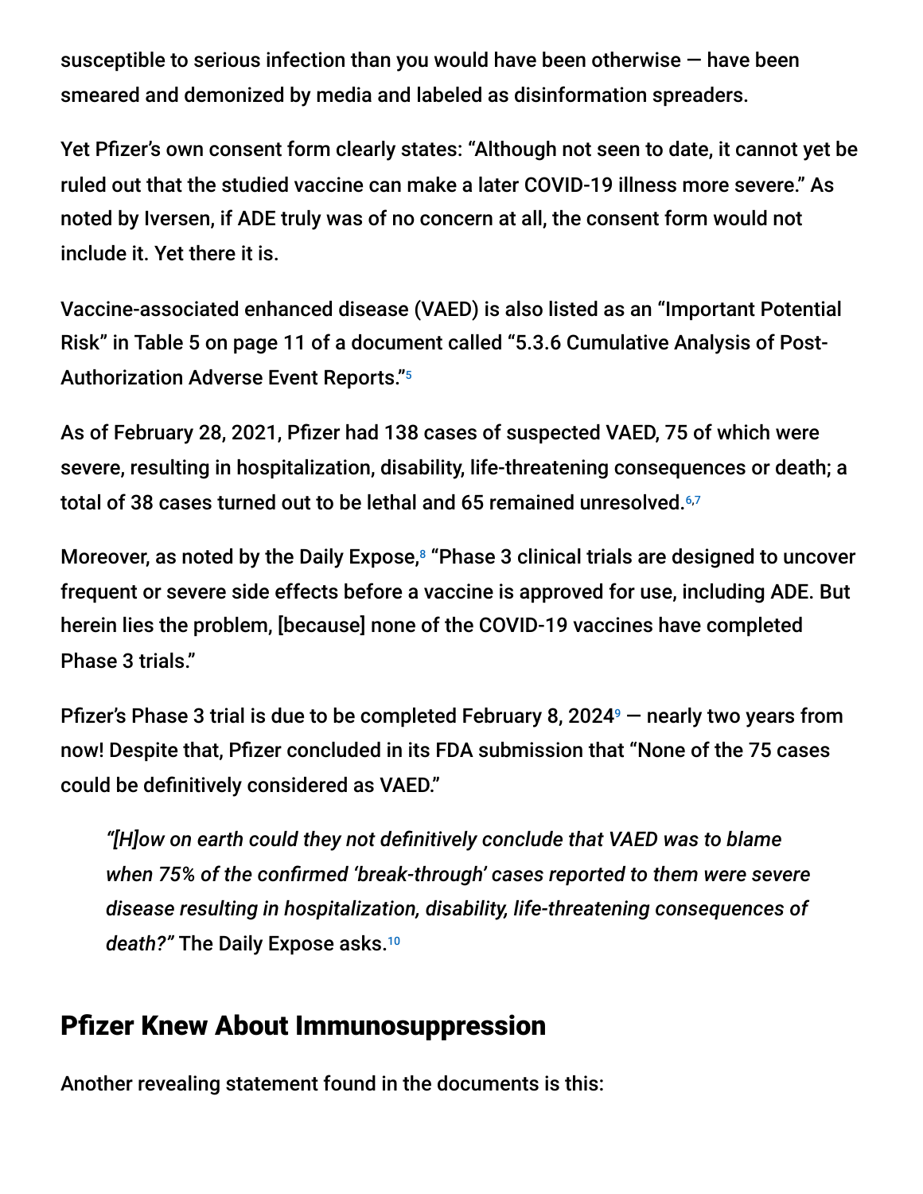susceptible to serious infection than you would have been otherwise — have been smeared and demonized by media and labeled as disinformation spreaders.

Yet Pfizer's own consent form clearly states: "Although not seen to date, it cannot yet be ruled out that the studied vaccine can make a later COVID-19 illness more severe." As noted by Iversen, if ADE truly was of no concern at all, the consent form would not include it. Yet there it is.

Vaccine-associated enhanced disease (VAED) is also listed as an "Important Potential Risk" in Table 5 on page 11 of a document called "5.3.6 Cumulative Analysis of Post-Authorization Adverse Event Reports."[5]

As of February 28, 2021, Pfizer had 138 cases of suspected VAED, 75 of which were severe, resulting in hospitalization, disability, life-threatening consequences or death; a total of 38 cases turned out to be lethal and 65 remained unresolved.[6,7]

Moreover, as noted by the Daily Expose,[8] "Phase 3 clinical trials are designed to uncover frequent or severe side effects before a vaccine is approved for use, including ADE. But herein lies the problem, [because] none of the COVID-19 vaccines have completed Phase 3 trials."

Pfizer's Phase 3 trial is due to be completed February 8, 2024[9] — nearly two years from now! Despite that, Pfizer concluded in its FDA submission that "None of the 75 cases could be definitively considered as VAED."

> *"[H]ow on earth could they not definitively conclude that VAED was to blame when 75% of the confirmed 'break-through' cases reported to them were severe disease resulting in hospitalization, disability, life-threatening consequences of death?"* The Daily Expose asks.[10]

## Pfizer Knew About Immunosuppression

Another revealing statement found in the documents is this: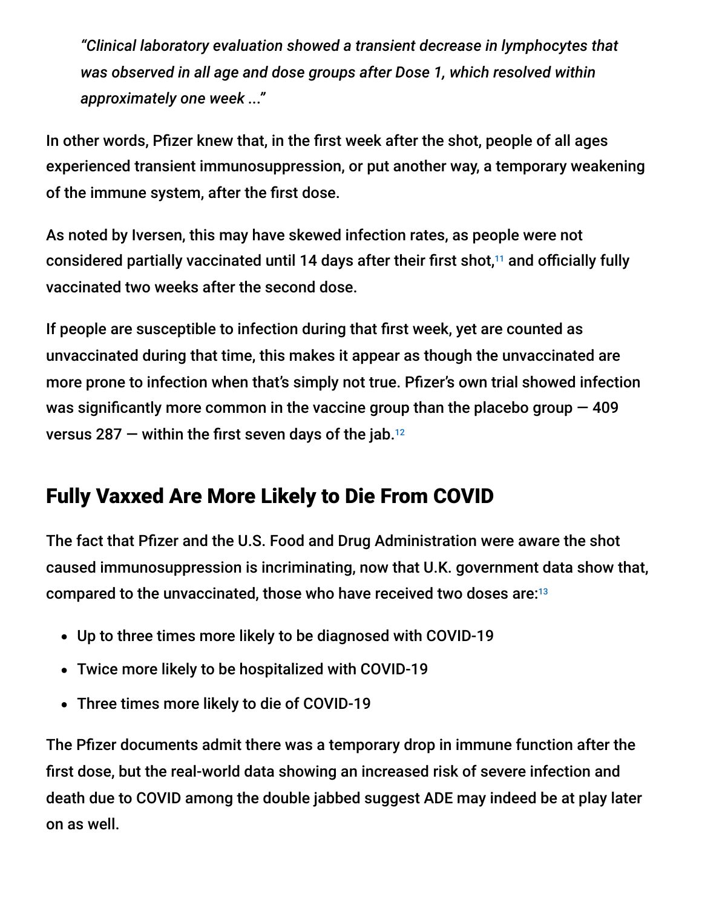> *"Clinical laboratory evaluation showed a transient decrease in lymphocytes that was observed in all age and dose groups after Dose 1, which resolved within approximately one week ..."*

In other words, Pfizer knew that, in the first week after the shot, people of all ages experienced transient immunosuppression, or put another way, a temporary weakening of the immune system, after the first dose.

As noted by Iversen, this may have skewed infection rates, as people were not considered partially vaccinated until 14 days after their first shot,[11] and officially fully vaccinated two weeks after the second dose.

If people are susceptible to infection during that first week, yet are counted as unvaccinated during that time, this makes it appear as though the unvaccinated are more prone to infection when that's simply not true. Pfizer's own trial showed infection was significantly more common in the vaccine group than the placebo group — 409 versus 287 — within the first seven days of the jab.[12]

## Fully Vaxxed Are More Likely to Die From COVID

The fact that Pfizer and the U.S. Food and Drug Administration were aware the shot caused immunosuppression is incriminating, now that U.K. government data show that, compared to the unvaccinated, those who have received two doses are:[13]

- Up to three times more likely to be diagnosed with COVID-19
- Twice more likely to be hospitalized with COVID-19
- Three times more likely to die of COVID-19

The Pfizer documents admit there was a temporary drop in immune function after the first dose, but the real-world data showing an increased risk of severe infection and death due to COVID among the double jabbed suggest ADE may indeed be at play later on as well.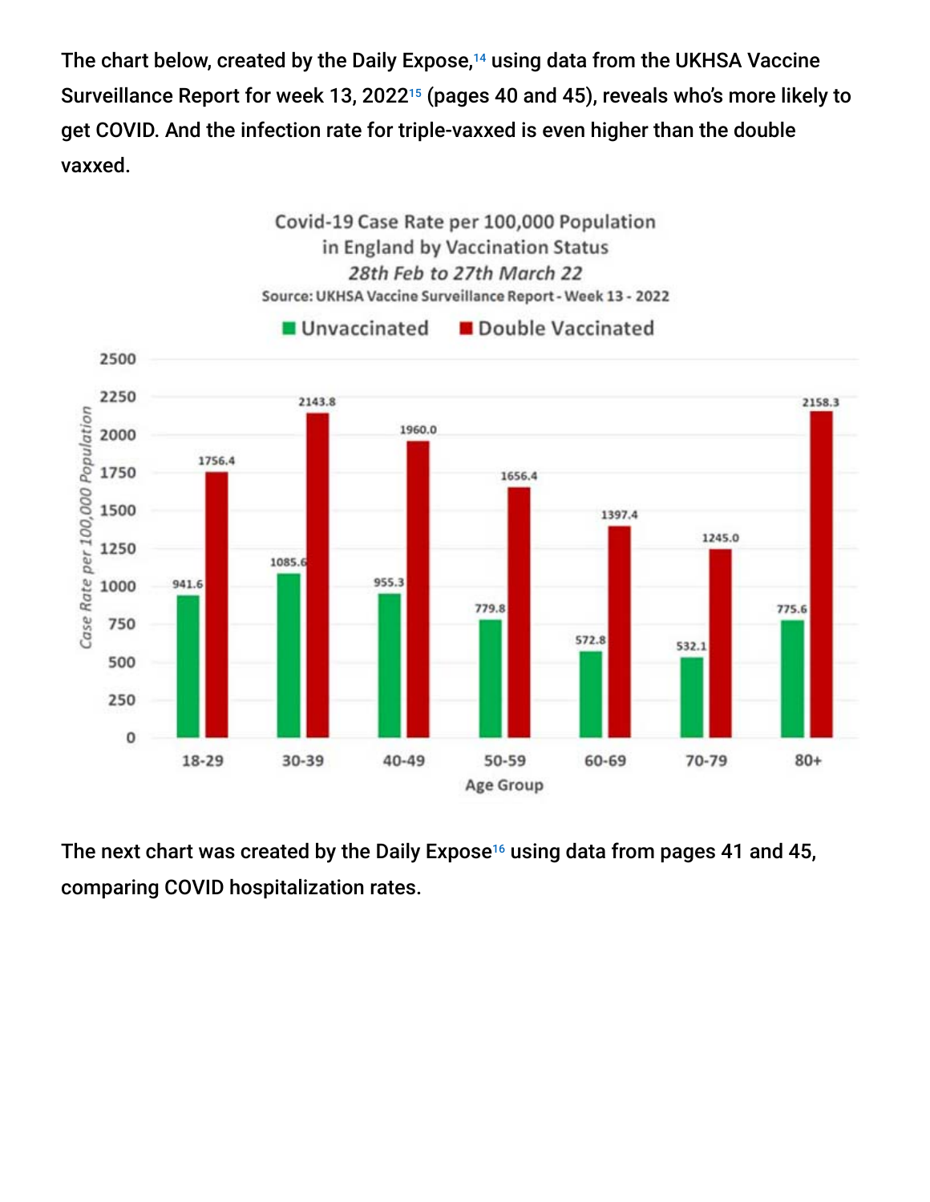The chart below, created by the Daily Expose,[14] using data from the UKHSA Vaccine Surveillance Report for week 13, 2022[15] (pages 40 and 45), reveals who's more likely to get COVID. And the infection rate for triple-vaxxed is even higher than the double vaxxed.

The next chart was created by the Daily Expose[16] using data from pages 41 and 45, comparing COVID hospitalization rates.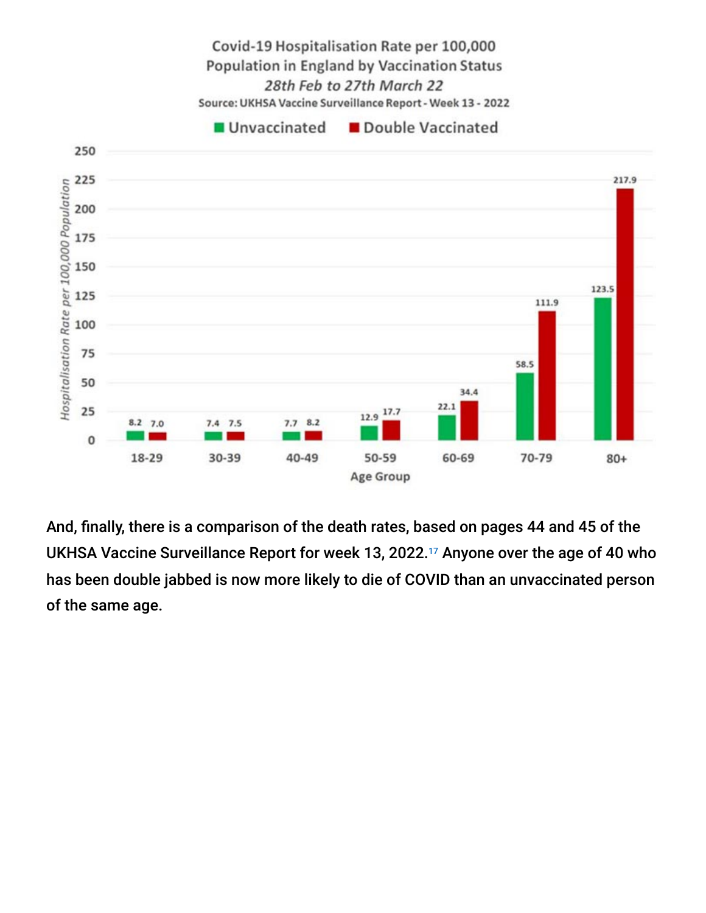Covid-19 Hospitalisation Rate per 100,000 Population in England by Vaccination Status

*28th Feb to 27th March 22*

Source: UKHSA Vaccine Surveillance Report - Week 13 - 2022

| Age Group | Unvaccinated | Double Vaccinated |
| --- | --- | --- |
| 18-29 | 8.2 | 7.0 |
| 30-39 | 7.4 | 7.5 |
| 40-49 | 7.7 | 8.2 |
| 50-59 | 12.9 | 17.7 |
| 60-69 | 22.1 | 34.4 |
| 70-79 | 58.5 | 111.9 |
| 80+ | 123.5 | 217.9 |

And, finally, there is a comparison of the death rates, based on pages 44 and 45 of the UKHSA Vaccine Surveillance Report for week 13, 2022.[17] Anyone over the age of 40 who has been double jabbed is now more likely to die of COVID than an unvaccinated person of the same age.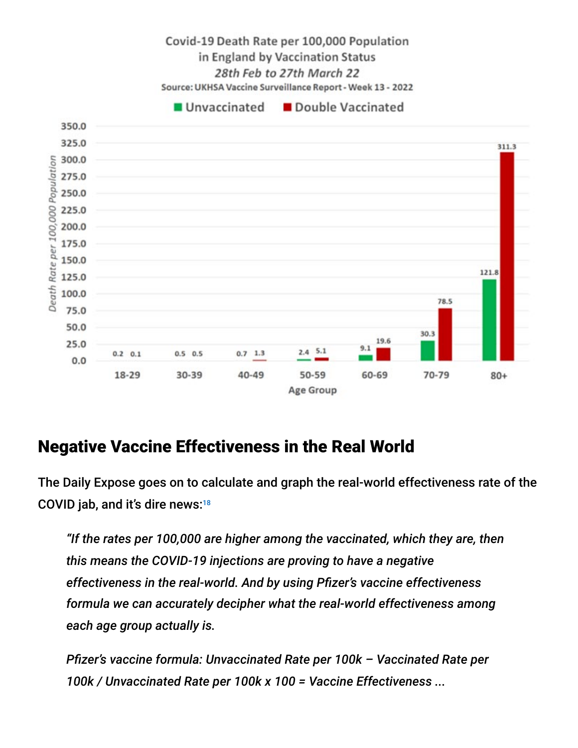Covid-19 Death Rate per 100,000 Population in England by Vaccination Status

*28th Feb to 27th March 22*

Source: UKHSA Vaccine Surveillance Report - Week 13 - 2022

| Age Group | Unvaccinated | Double Vaccinated |
| --- | --- | --- |
| 18-29 | 0.2 | 0.1 |
| 30-39 | 0.5 | 0.5 |
| 40-49 | 0.7 | 1.3 |
| 50-59 | 2.4 | 5.1 |
| 60-69 | 9.1 | 19.6 |
| 70-79 | 30.3 | 78.5 |
| 80+ | 121.8 | 311.3 |

## Negative Vaccine Effectiveness in the Real World

The Daily Expose goes on to calculate and graph the real-world effectiveness rate of the COVID jab, and it's dire news:[18]

> *"If the rates per 100,000 are higher among the vaccinated, which they are, then this means the COVID-19 injections are proving to have a negative effectiveness in the real-world. And by using Pfizer's vaccine effectiveness formula we can accurately decipher what the real-world effectiveness among each age group actually is.*
>
> *Pfizer's vaccine formula: Unvaccinated Rate per 100k – Vaccinated Rate per 100k / Unvaccinated Rate per 100k x 100 = Vaccine Effectiveness ...*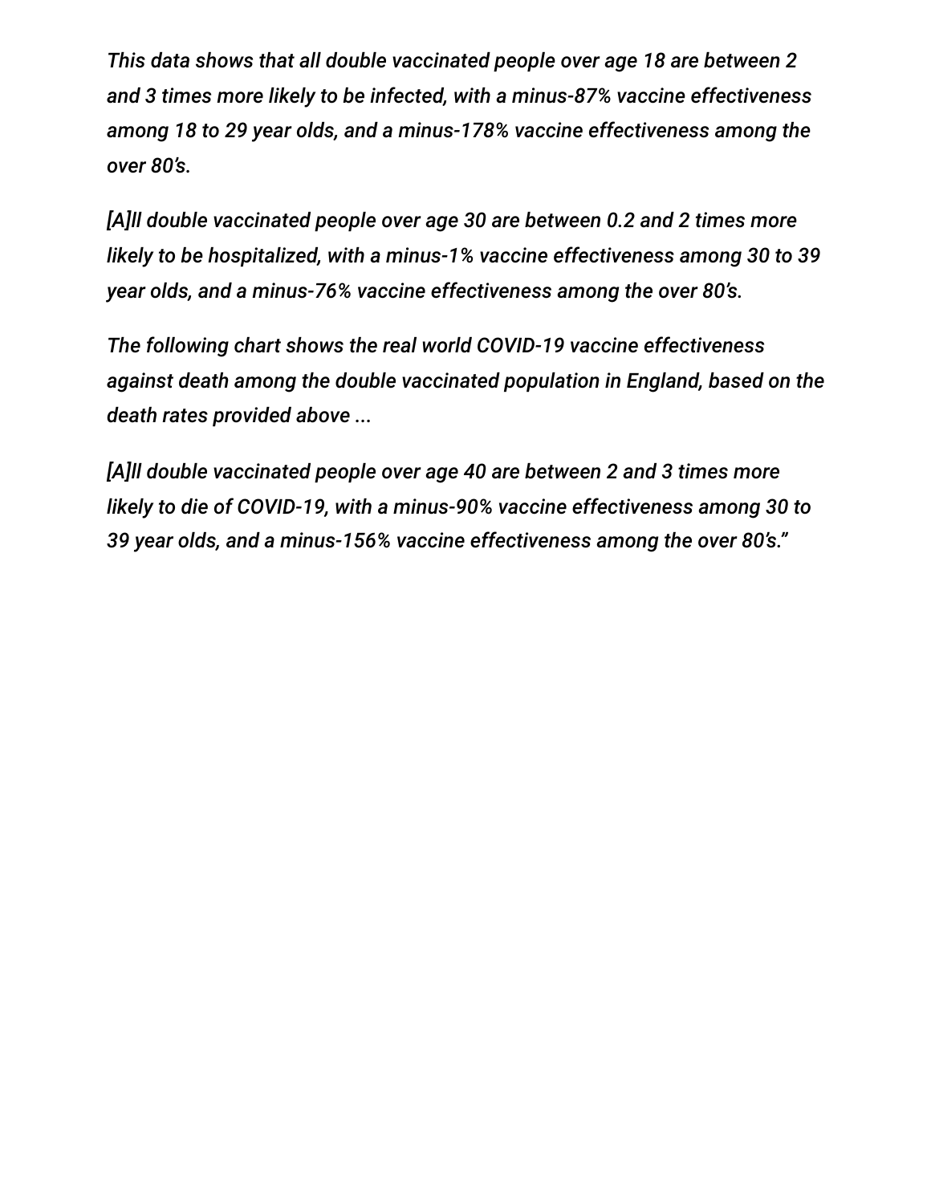*This data shows that all double vaccinated people over age 18 are between 2 and 3 times more likely to be infected, with a minus-87% vaccine effectiveness among 18 to 29 year olds, and a minus-178% vaccine effectiveness among the over 80's.*

*[A]ll double vaccinated people over age 30 are between 0.2 and 2 times more likely to be hospitalized, with a minus-1% vaccine effectiveness among 30 to 39 year olds, and a minus-76% vaccine effectiveness among the over 80's.*

*The following chart shows the real world COVID-19 vaccine effectiveness against death among the double vaccinated population in England, based on the death rates provided above ...*

*[A]ll double vaccinated people over age 40 are between 2 and 3 times more likely to die of COVID-19, with a minus-90% vaccine effectiveness among 30 to 39 year olds, and a minus-156% vaccine effectiveness among the over 80's."*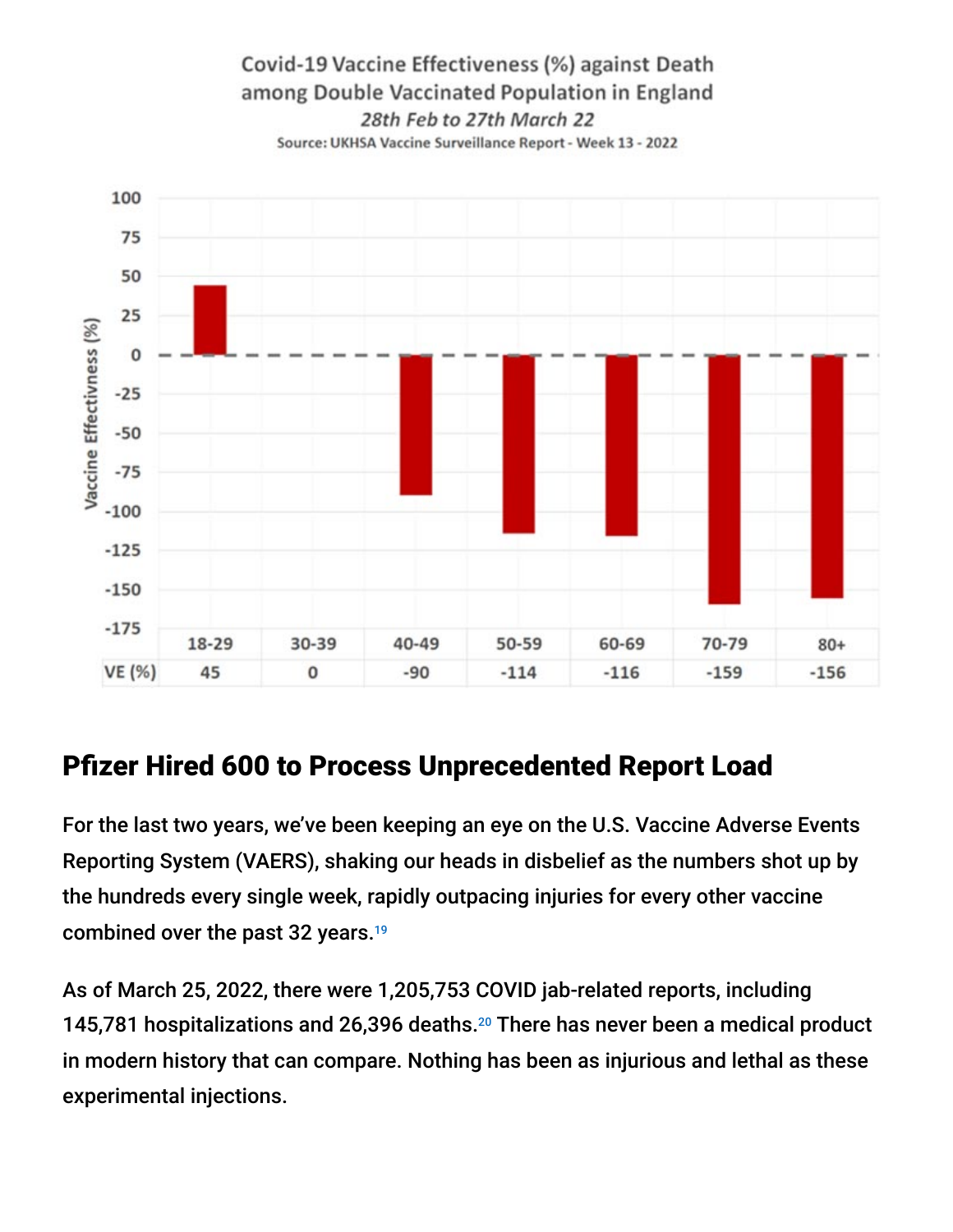Covid-19 Vaccine Effectiveness (%) against Death among Double Vaccinated Population in England

*28th Feb to 27th March 22*

Source: UKHSA Vaccine Surveillance Report - Week 13 - 2022

| | 18-29 | 30-39 | 40-49 | 50-59 | 60-69 | 70-79 | 80+ |
|---|---|---|---|---|---|---|---|
| VE (%) | 45 | 0 | -90 | -114 | -116 | -159 | -156 |

## Pfizer Hired 600 to Process Unprecedented Report Load

For the last two years, we've been keeping an eye on the U.S. Vaccine Adverse Events Reporting System (VAERS), shaking our heads in disbelief as the numbers shot up by the hundreds every single week, rapidly outpacing injuries for every other vaccine combined over the past 32 years.[19]

As of March 25, 2022, there were 1,205,753 COVID jab-related reports, including 145,781 hospitalizations and 26,396 deaths.[20] There has never been a medical product in modern history that can compare. Nothing has been as injurious and lethal as these experimental injections.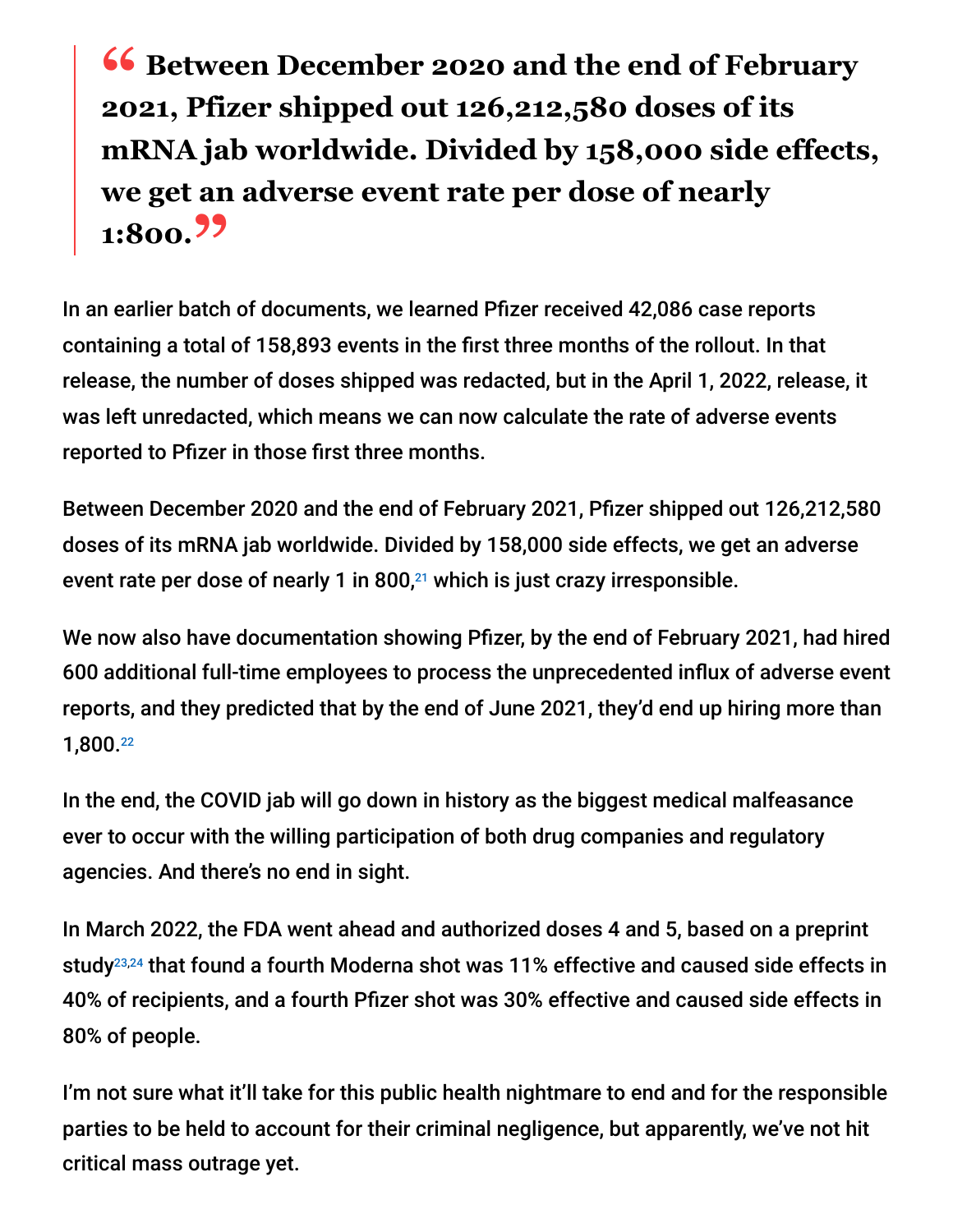> **“Between December 2020 and the end of February 2021, Pfizer shipped out 126,212,580 doses of its mRNA jab worldwide. Divided by 158,000 side effects, we get an adverse event rate per dose of nearly 1:800.”**

In an earlier batch of documents, we learned Pfizer received 42,086 case reports containing a total of 158,893 events in the first three months of the rollout. In that release, the number of doses shipped was redacted, but in the April 1, 2022, release, it was left unredacted, which means we can now calculate the rate of adverse events reported to Pfizer in those first three months.

Between December 2020 and the end of February 2021, Pfizer shipped out 126,212,580 doses of its mRNA jab worldwide. Divided by 158,000 side effects, we get an adverse event rate per dose of nearly 1 in 800,[21] which is just crazy irresponsible.

We now also have documentation showing Pfizer, by the end of February 2021, had hired 600 additional full-time employees to process the unprecedented influx of adverse event reports, and they predicted that by the end of June 2021, they'd end up hiring more than 1,800.[22]

In the end, the COVID jab will go down in history as the biggest medical malfeasance ever to occur with the willing participation of both drug companies and regulatory agencies. And there's no end in sight.

In March 2022, the FDA went ahead and authorized doses 4 and 5, based on a preprint study[23,24] that found a fourth Moderna shot was 11% effective and caused side effects in 40% of recipients, and a fourth Pfizer shot was 30% effective and caused side effects in 80% of people.

I'm not sure what it'll take for this public health nightmare to end and for the responsible parties to be held to account for their criminal negligence, but apparently, we've not hit critical mass outrage yet.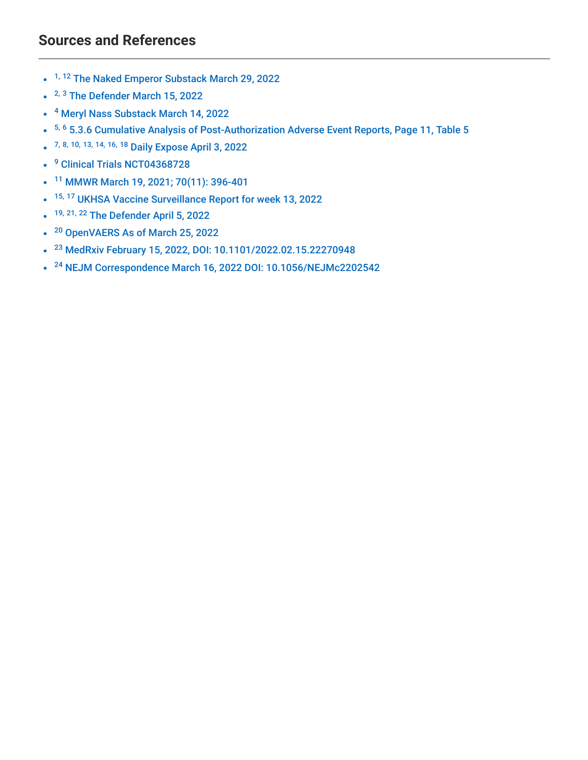## Sources and References

- [1, 12] The Naked Emperor Substack March 29, 2022
- [2, 3] The Defender March 15, 2022
- [4] Meryl Nass Substack March 14, 2022
- [5, 6] 5.3.6 Cumulative Analysis of Post-Authorization Adverse Event Reports, Page 11, Table 5
- [7, 8, 10, 13, 14, 16, 18] Daily Expose April 3, 2022
- [9] Clinical Trials NCT04368728
- [11] MMWR March 19, 2021; 70(11): 396-401
- [15, 17] UKHSA Vaccine Surveillance Report for week 13, 2022
- [19, 21, 22] The Defender April 5, 2022
- [20] OpenVAERS As of March 25, 2022
- [23] MedRxiv February 15, 2022, DOI: 10.1101/2022.02.15.22270948
- [24] NEJM Correspondence March 16, 2022 DOI: 10.1056/NEJMc2202542